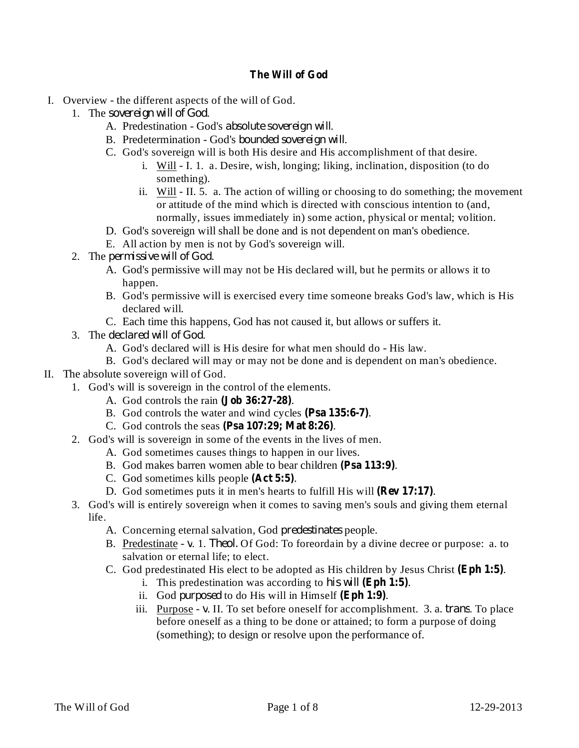# The Will of God

I. Overview - the different aspects of the will of God.
   1. The *sovereign will of God*.
      A. Predestination - God's *absolute sovereign will*.
      B. Predetermination - God's *bounded sovereign will*.
      C. God's sovereign will is both His desire and His accomplishment of that desire.
         i. Will - I. 1. a. Desire, wish, longing; liking, inclination, disposition (to do something).
         ii. Will - II. 5. a. The action of willing or choosing to do something; the movement or attitude of the mind which is directed with conscious intention to (and, normally, issues immediately in) some action, physical or mental; volition.
      D. God's sovereign will shall be done and is not dependent on man's obedience.
      E. All action by men is not by God's sovereign will.
   2. The *permissive will of God*.
      A. God's permissive will may not be His declared will, but he permits or allows it to happen.
      B. God's permissive will is exercised every time someone breaks God's law, which is His declared will.
      C. Each time this happens, God has not caused it, but allows or suffers it.
   3. The *declared will of God*.
      A. God's declared will is His desire for what men should do - His law.
      B. God's declared will may or may not be done and is dependent on man's obedience.

II. The absolute sovereign will of God.
   1. God's will is sovereign in the control of the elements.
      A. God controls the rain **(Job 36:27-28)**.
      B. God controls the water and wind cycles **(Psa 135:6-7)**.
      C. God controls the seas **(Psa 107:29; Mat 8:26)**.
   2. God's will is sovereign in some of the events in the lives of men.
      A. God sometimes causes things to happen in our lives.
      B. God makes barren women able to bear children **(Psa 113:9)**.
      C. God sometimes kills people **(Act 5:5)**.
      D. God sometimes puts it in men's hearts to fulfill His will **(Rev 17:17)**.
   3. God's will is entirely sovereign when it comes to saving men's souls and giving them eternal life.
      A. Concerning eternal salvation, God *predestinates* people.
      B. Predestinate - *v.* 1. *Theol.* Of God: To foreordain by a divine decree or purpose: a. to salvation or eternal life; to elect.
      C. God predestinated His elect to be adopted as His children by Jesus Christ **(Eph 1:5)**.
         i. This predestination was according to *his will* **(Eph 1:5)**.
         ii. God *purposed* to do His will in Himself **(Eph 1:9)**.
         iii. Purpose - *v.* II. To set before oneself for accomplishment. 3. a. *trans*. To place before oneself as a thing to be done or attained; to form a purpose of doing (something); to design or resolve upon the performance of.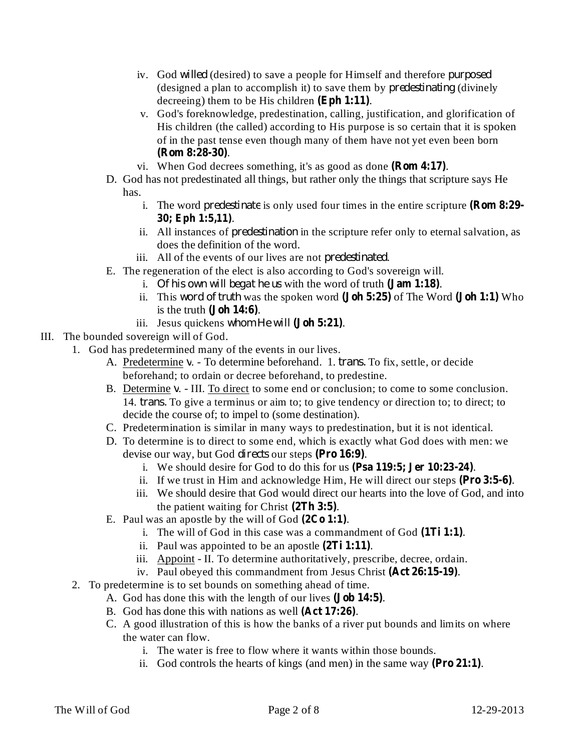- iv. God *willed* (desired) to save a people for Himself and therefore *purposed* (designed a plan to accomplish it) to save them by *predestinating* (divinely decreeing) them to be His children **(Eph 1:11)**.
- v. God's foreknowledge, predestination, calling, justification, and glorification of His children (the called) according to His purpose is so certain that it is spoken of in the past tense even though many of them have not yet even been born **(Rom 8:28-30)**.
- vi. When God decrees something, it's as good as done **(Rom 4:17)**.

D. God has not predestinated all things, but rather only the things that scripture says He has.

- i. The word *predestinate* is only used four times in the entire scripture **(Rom 8:29-30; Eph 1:5,11)**.
- ii. All instances of *predestination* in the scripture refer only to eternal salvation, as does the definition of the word.
- iii. All of the events of our lives are not *predestinated*.

E. The regeneration of the elect is also according to God's sovereign will.

- i. *Of his own will begat he us* with the word of truth **(Jam 1:18)**.
- ii. This *word of truth* was the spoken word **(Joh 5:25)** of The Word **(Joh 1:1)** Who is the truth **(Joh 14:6)**.
- iii. Jesus quickens *whom He will* **(Joh 5:21)**.

III. The bounded sovereign will of God.

1. God has predetermined many of the events in our lives.

A. Predetermine *v.* - To determine beforehand. 1. *trans.* To fix, settle, or decide beforehand; to ordain or decree beforehand, to predestine.

B. Determine *v.* - III. To direct to some end or conclusion; to come to some conclusion. 14. *trans.* To give a terminus or aim to; to give tendency or direction to; to direct; to decide the course of; to impel to (some destination).

C. Predetermination is similar in many ways to predestination, but it is not identical.

D. To determine is to direct to some end, which is exactly what God does with men: we devise our way, but God *directs* our steps **(Pro 16:9)**.

- i. We should desire for God to do this for us **(Psa 119:5; Jer 10:23-24)**.
- ii. If we trust in Him and acknowledge Him, He will direct our steps **(Pro 3:5-6)**.
- iii. We should desire that God would direct our hearts into the love of God, and into the patient waiting for Christ **(2Th 3:5)**.

E. Paul was an apostle by the will of God **(2Co 1:1)**.

- i. The will of God in this case was a commandment of God **(1Ti 1:1)**.
- ii. Paul was appointed to be an apostle **(2Ti 1:11)**.
- iii. Appoint - II. To determine authoritatively, prescribe, decree, ordain.
- iv. Paul obeyed this commandment from Jesus Christ **(Act 26:15-19)**.

2. To predetermine is to set bounds on something ahead of time.

A. God has done this with the length of our lives **(Job 14:5)**.

B. God has done this with nations as well **(Act 17:26)**.

C. A good illustration of this is how the banks of a river put bounds and limits on where the water can flow.

- i. The water is free to flow where it wants within those bounds.
- ii. God controls the hearts of kings (and men) in the same way **(Pro 21:1)**.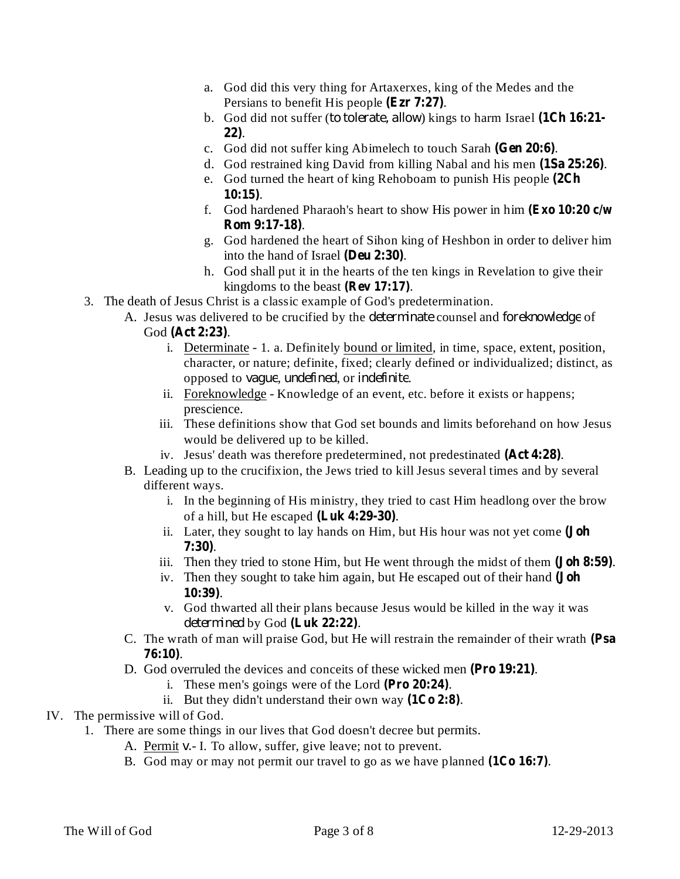a. God did this very thing for Artaxerxes, king of the Medes and the Persians to benefit His people **(Ezr 7:27)**.
b. God did not suffer (*to tolerate, allow*) kings to harm Israel **(1Ch 16:21-22)**.
c. God did not suffer king Abimelech to touch Sarah **(Gen 20:6)**.
d. God restrained king David from killing Nabal and his men **(1Sa 25:26)**.
e. God turned the heart of king Rehoboam to punish His people **(2Ch 10:15)**.
f. God hardened Pharaoh's heart to show His power in him **(Exo 10:20 c/w Rom 9:17-18)**.
g. God hardened the heart of Sihon king of Heshbon in order to deliver him into the hand of Israel **(Deu 2:30)**.
h. God shall put it in the hearts of the ten kings in Revelation to give their kingdoms to the beast **(Rev 17:17)**.

3. The death of Jesus Christ is a classic example of God's predetermination.
   - A. Jesus was delivered to be crucified by the *determinate* counsel and *foreknowledge* of God **(Act 2:23)**.
     - i. Determinate - 1. a. Definitely bound or limited, in time, space, extent, position, character, or nature; definite, fixed; clearly defined or individualized; distinct, as opposed to *vague, undefined*, or *indefinite*.
     - ii. Foreknowledge - Knowledge of an event, etc. before it exists or happens; prescience.
     - iii. These definitions show that God set bounds and limits beforehand on how Jesus would be delivered up to be killed.
     - iv. Jesus' death was therefore predetermined, not predestinated **(Act 4:28)**.
   - B. Leading up to the crucifixion, the Jews tried to kill Jesus several times and by several different ways.
     - i. In the beginning of His ministry, they tried to cast Him headlong over the brow of a hill, but He escaped **(Luk 4:29-30)**.
     - ii. Later, they sought to lay hands on Him, but His hour was not yet come **(Joh 7:30)**.
     - iii. Then they tried to stone Him, but He went through the midst of them **(Joh 8:59)**.
     - iv. Then they sought to take him again, but He escaped out of their hand **(Joh 10:39)**.
     - v. God thwarted all their plans because Jesus would be killed in the way it was *determined* by God **(Luk 22:22)**.
   - C. The wrath of man will praise God, but He will restrain the remainder of their wrath **(Psa 76:10)**.
   - D. God overruled the devices and conceits of these wicked men **(Pro 19:21)**.
     - i. These men's goings were of the Lord **(Pro 20:24)**.
     - ii. But they didn't understand their own way **(1Co 2:8)**.

## IV. The permissive will of God.

1. There are some things in our lives that God doesn't decree but permits.
   - A. Permit *v.*- I. To allow, suffer, give leave; not to prevent.
   - B. God may or may not permit our travel to go as we have planned **(1Co 16:7)**.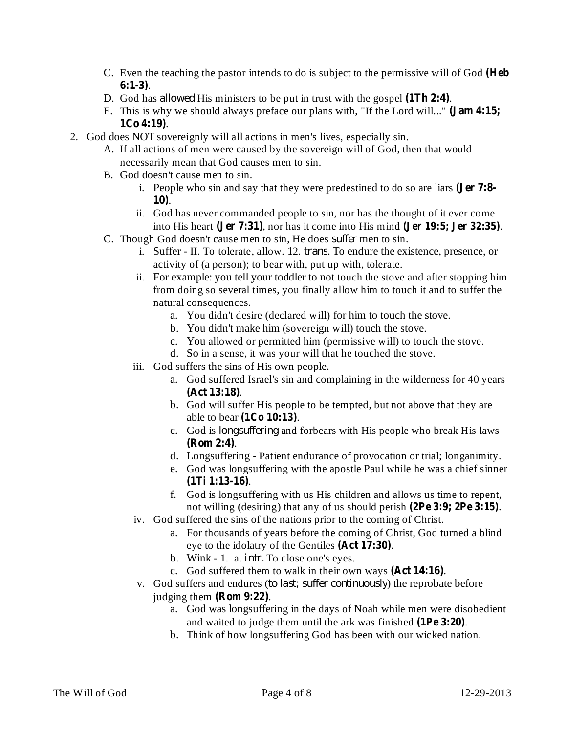C. Even the teaching the pastor intends to do is subject to the permissive will of God **(Heb 6:1-3)**.
D. God has *allowed* His ministers to be put in trust with the gospel **(1Th 2:4)**.
E. This is why we should always preface our plans with, "If the Lord will..." **(Jam 4:15; 1Co 4:19)**.

2. God does NOT sovereignly will all actions in men's lives, especially sin.
   A. If all actions of men were caused by the sovereign will of God, then that would necessarily mean that God causes men to sin.
   B. God doesn't cause men to sin.
      i. People who sin and say that they were predestined to do so are liars **(Jer 7:8-10)**.
      ii. God has never commanded people to sin, nor has the thought of it ever come into His heart **(Jer 7:31)**, nor has it come into His mind **(Jer 19:5; Jer 32:35)**.
   C. Though God doesn't cause men to sin, He does *suffer* men to sin.
      i. Suffer - II. To tolerate, allow. 12. *trans*. To endure the existence, presence, or activity of (a person); to bear with, put up with, tolerate.
      ii. For example: you tell your toddler to not touch the stove and after stopping him from doing so several times, you finally allow him to touch it and to suffer the natural consequences.
         a. You didn't desire (declared will) for him to touch the stove.
         b. You didn't make him (sovereign will) touch the stove.
         c. You allowed or permitted him (permissive will) to touch the stove.
         d. So in a sense, it was your will that he touched the stove.
      iii. God suffers the sins of His own people.
         a. God suffered Israel's sin and complaining in the wilderness for 40 years **(Act 13:18)**.
         b. God will suffer His people to be tempted, but not above that they are able to bear **(1Co 10:13)**.
         c. God is *longsuffering* and forbears with His people who break His laws **(Rom 2:4)**.
         d. Longsuffering - Patient endurance of provocation or trial; longanimity.
         e. God was longsuffering with the apostle Paul while he was a chief sinner **(1Ti 1:13-16)**.
         f. God is longsuffering with us His children and allows us time to repent, not willing (desiring) that any of us should perish **(2Pe 3:9; 2Pe 3:15)**.
      iv. God suffered the sins of the nations prior to the coming of Christ.
         a. For thousands of years before the coming of Christ, God turned a blind eye to the idolatry of the Gentiles **(Act 17:30)**.
         b. Wink - 1. a. *intr*. To close one's eyes.
         c. God suffered them to walk in their own ways **(Act 14:16)**.
      v. God suffers and endures (*to last; suffer continuously*) the reprobate before judging them **(Rom 9:22)**.
         a. God was longsuffering in the days of Noah while men were disobedient and waited to judge them until the ark was finished **(1Pe 3:20)**.
         b. Think of how longsuffering God has been with our wicked nation.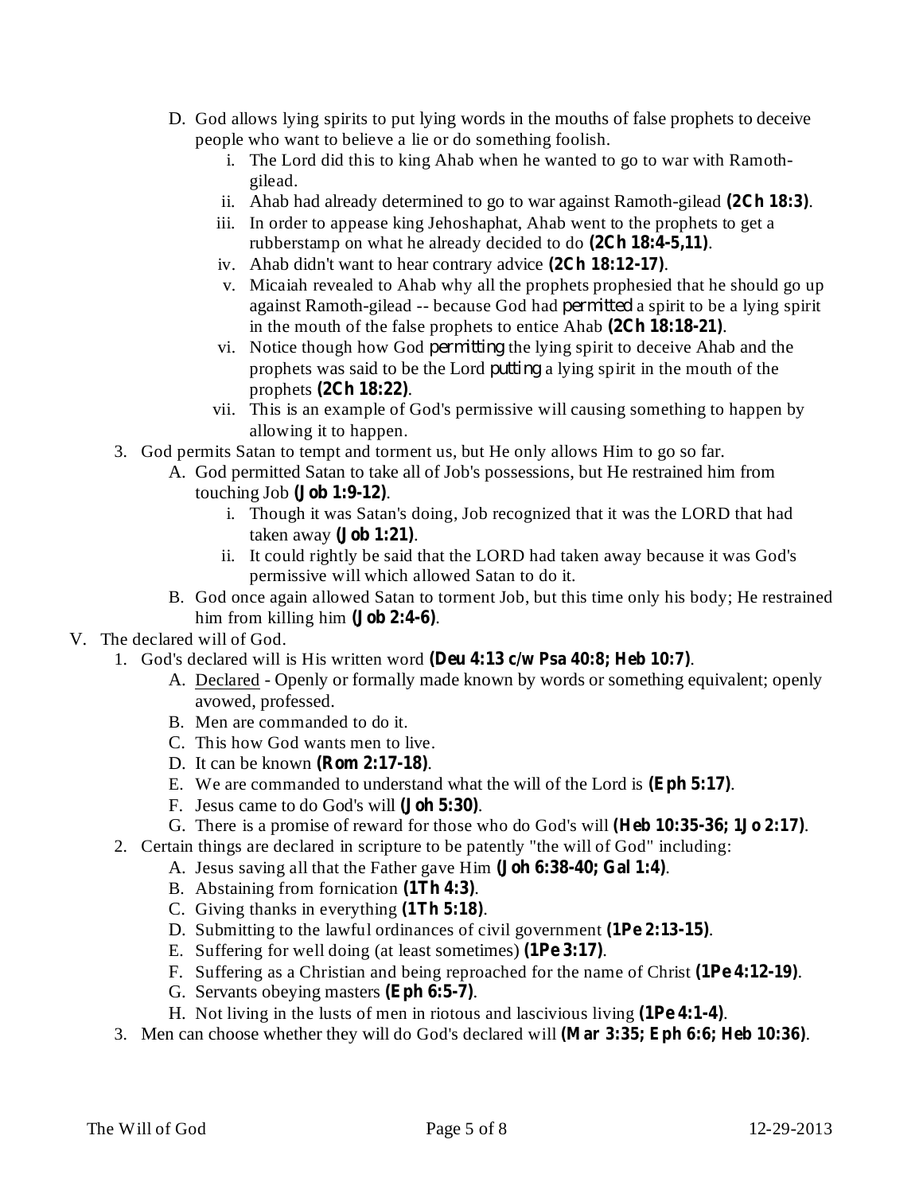D. God allows lying spirits to put lying words in the mouths of false prophets to deceive people who want to believe a lie or do something foolish.

   i. The Lord did this to king Ahab when he wanted to go to war with Ramoth-gilead.

   ii. Ahab had already determined to go to war against Ramoth-gilead **(2Ch 18:3)**.

   iii. In order to appease king Jehoshaphat, Ahab went to the prophets to get a rubberstamp on what he already decided to do **(2Ch 18:4-5,11)**.

   iv. Ahab didn't want to hear contrary advice **(2Ch 18:12-17)**.

   v. Micaiah revealed to Ahab why all the prophets prophesied that he should go up against Ramoth-gilead -- because God had *permitted* a spirit to be a lying spirit in the mouth of the false prophets to entice Ahab **(2Ch 18:18-21)**.

   vi. Notice though how God *permitting* the lying spirit to deceive Ahab and the prophets was said to be the Lord *putting* a lying spirit in the mouth of the prophets **(2Ch 18:22)**.

   vii. This is an example of God's permissive will causing something to happen by allowing it to happen.

3. God permits Satan to tempt and torment us, but He only allows Him to go so far.

   A. God permitted Satan to take all of Job's possessions, but He restrained him from touching Job **(Job 1:9-12)**.

      i. Though it was Satan's doing, Job recognized that it was the LORD that had taken away **(Job 1:21)**.

      ii. It could rightly be said that the LORD had taken away because it was God's permissive will which allowed Satan to do it.

   B. God once again allowed Satan to torment Job, but this time only his body; He restrained him from killing him **(Job 2:4-6)**.

V. The declared will of God.

1. God's declared will is His written word **(Deu 4:13 c/w Psa 40:8; Heb 10:7)**.

   A. Declared - Openly or formally made known by words or something equivalent; openly avowed, professed.

   B. Men are commanded to do it.

   C. This how God wants men to live.

   D. It can be known **(Rom 2:17-18)**.

   E. We are commanded to understand what the will of the Lord is **(Eph 5:17)**.

   F. Jesus came to do God's will **(Joh 5:30)**.

   G. There is a promise of reward for those who do God's will **(Heb 10:35-36; 1Jo 2:17)**.

2. Certain things are declared in scripture to be patently "the will of God" including:

   A. Jesus saving all that the Father gave Him **(Joh 6:38-40; Gal 1:4)**.

   B. Abstaining from fornication **(1Th 4:3)**.

   C. Giving thanks in everything **(1Th 5:18)**.

   D. Submitting to the lawful ordinances of civil government **(1Pe 2:13-15)**.

   E. Suffering for well doing (at least sometimes) **(1Pe 3:17)**.

   F. Suffering as a Christian and being reproached for the name of Christ **(1Pe 4:12-19)**.

   G. Servants obeying masters **(Eph 6:5-7)**.

   H. Not living in the lusts of men in riotous and lascivious living **(1Pe 4:1-4)**.

3. Men can choose whether they will do God's declared will **(Mar 3:35; Eph 6:6; Heb 10:36)**.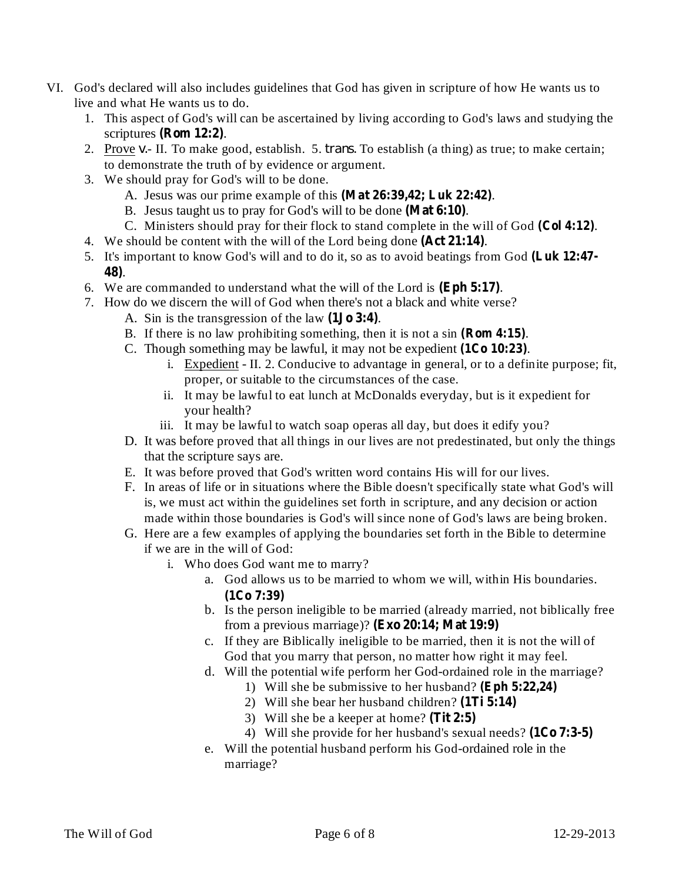VI. God's declared will also includes guidelines that God has given in scripture of how He wants us to live and what He wants us to do.

1. This aspect of God's will can be ascertained by living according to God's laws and studying the scriptures **(Rom 12:2)**.
2. Prove v.- II. To make good, establish. 5. *trans*. To establish (a thing) as true; to make certain; to demonstrate the truth of by evidence or argument.
3. We should pray for God's will to be done.
   - A. Jesus was our prime example of this **(Mat 26:39,42; Luk 22:42)**.
   - B. Jesus taught us to pray for God's will to be done **(Mat 6:10)**.
   - C. Ministers should pray for their flock to stand complete in the will of God **(Col 4:12)**.
4. We should be content with the will of the Lord being done **(Act 21:14)**.
5. It's important to know God's will and to do it, so as to avoid beatings from God **(Luk 12:47-48)**.
6. We are commanded to understand what the will of the Lord is **(Eph 5:17)**.
7. How do we discern the will of God when there's not a black and white verse?
   - A. Sin is the transgression of the law **(1Jo 3:4)**.
   - B. If there is no law prohibiting something, then it is not a sin **(Rom 4:15)**.
   - C. Though something may be lawful, it may not be expedient **(1Co 10:23)**.
     - i. Expedient - II. 2. Conducive to advantage in general, or to a definite purpose; fit, proper, or suitable to the circumstances of the case.
     - ii. It may be lawful to eat lunch at McDonalds everyday, but is it expedient for your health?
     - iii. It may be lawful to watch soap operas all day, but does it edify you?
   - D. It was before proved that all things in our lives are not predestinated, but only the things that the scripture says are.
   - E. It was before proved that God's written word contains His will for our lives.
   - F. In areas of life or in situations where the Bible doesn't specifically state what God's will is, we must act within the guidelines set forth in scripture, and any decision or action made within those boundaries is God's will since none of God's laws are being broken.
   - G. Here are a few examples of applying the boundaries set forth in the Bible to determine if we are in the will of God:
     - i. Who does God want me to marry?
       - a. God allows us to be married to whom we will, within His boundaries. **(1Co 7:39)**
       - b. Is the person ineligible to be married (already married, not biblically free from a previous marriage)? **(Exo 20:14; Mat 19:9)**
       - c. If they are Biblically ineligible to be married, then it is not the will of God that you marry that person, no matter how right it may feel.
       - d. Will the potential wife perform her God-ordained role in the marriage?
         - 1) Will she be submissive to her husband? **(Eph 5:22,24)**
         - 2) Will she bear her husband children? **(1Ti 5:14)**
         - 3) Will she be a keeper at home? **(Tit 2:5)**
         - 4) Will she provide for her husband's sexual needs? **(1Co 7:3-5)**
       - e. Will the potential husband perform his God-ordained role in the marriage?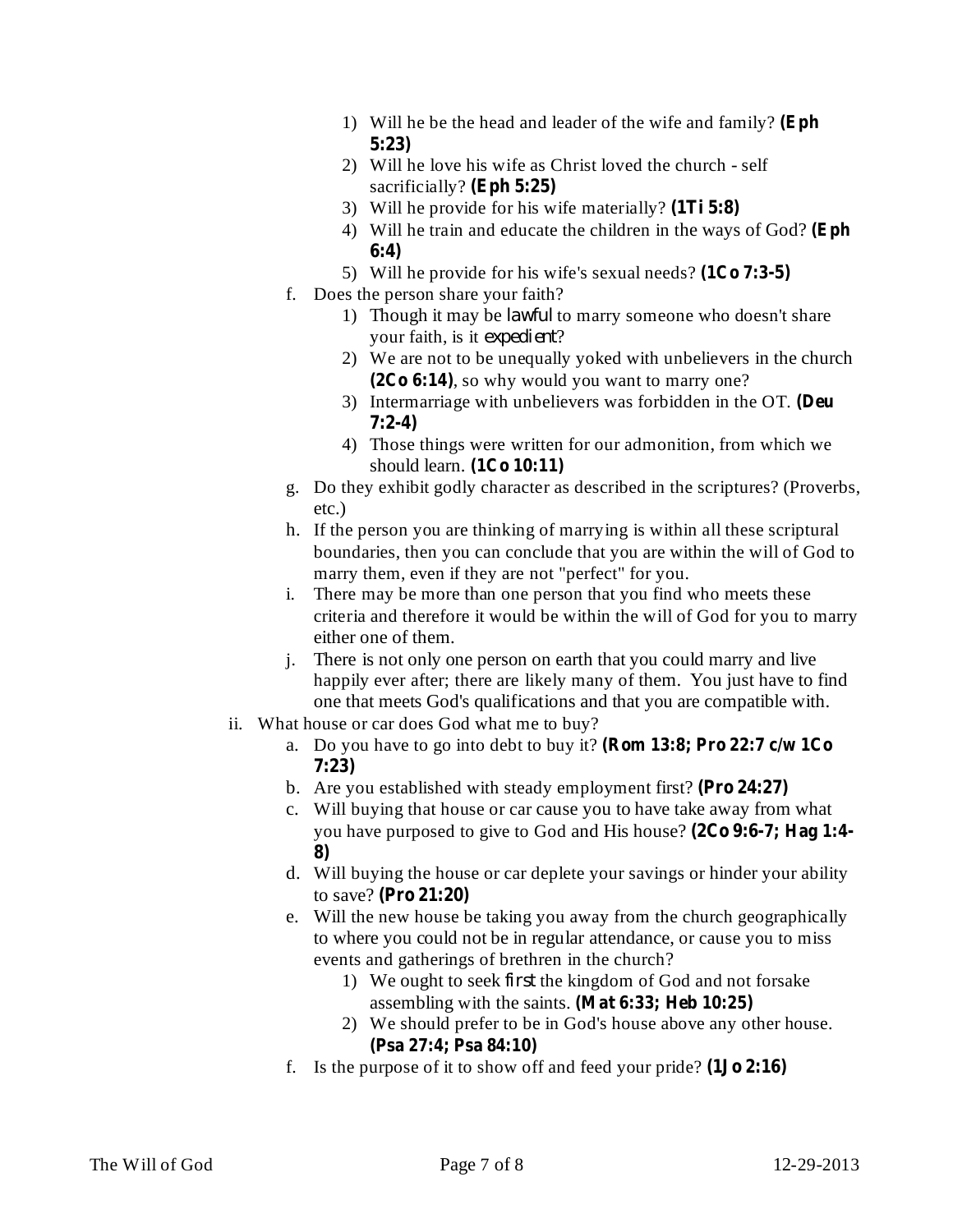1) Will he be the head and leader of the wife and family? **(Eph 5:23)**
2) Will he love his wife as Christ loved the church - self sacrificially? **(Eph 5:25)**
3) Will he provide for his wife materially? **(1Ti 5:8)**
4) Will he train and educate the children in the ways of God? **(Eph 6:4)**
5) Will he provide for his wife's sexual needs? **(1Co 7:3-5)**

f. Does the person share your faith?

1) Though it may be *lawful* to marry someone who doesn't share your faith, is it *expedient*?
2) We are not to be unequally yoked with unbelievers in the church **(2Co 6:14)**, so why would you want to marry one?
3) Intermarriage with unbelievers was forbidden in the OT. **(Deu 7:2-4)**
4) Those things were written for our admonition, from which we should learn. **(1Co 10:11)**

g. Do they exhibit godly character as described in the scriptures? (Proverbs, etc.)

h. If the person you are thinking of marrying is within all these scriptural boundaries, then you can conclude that you are within the will of God to marry them, even if they are not "perfect" for you.

i. There may be more than one person that you find who meets these criteria and therefore it would be within the will of God for you to marry either one of them.

j. There is not only one person on earth that you could marry and live happily ever after; there are likely many of them. You just have to find one that meets God's qualifications and that you are compatible with.

ii. What house or car does God what me to buy?

a. Do you have to go into debt to buy it? **(Rom 13:8; Pro 22:7 c/w 1Co 7:23)**

b. Are you established with steady employment first? **(Pro 24:27)**

c. Will buying that house or car cause you to have take away from what you have purposed to give to God and His house? **(2Co 9:6-7; Hag 1:4-8)**

d. Will buying the house or car deplete your savings or hinder your ability to save? **(Pro 21:20)**

e. Will the new house be taking you away from the church geographically to where you could not be in regular attendance, or cause you to miss events and gatherings of brethren in the church?

1) We ought to seek *first* the kingdom of God and not forsake assembling with the saints. **(Mat 6:33; Heb 10:25)**
2) We should prefer to be in God's house above any other house. **(Psa 27:4; Psa 84:10)**

f. Is the purpose of it to show off and feed your pride? **(1Jo 2:16)**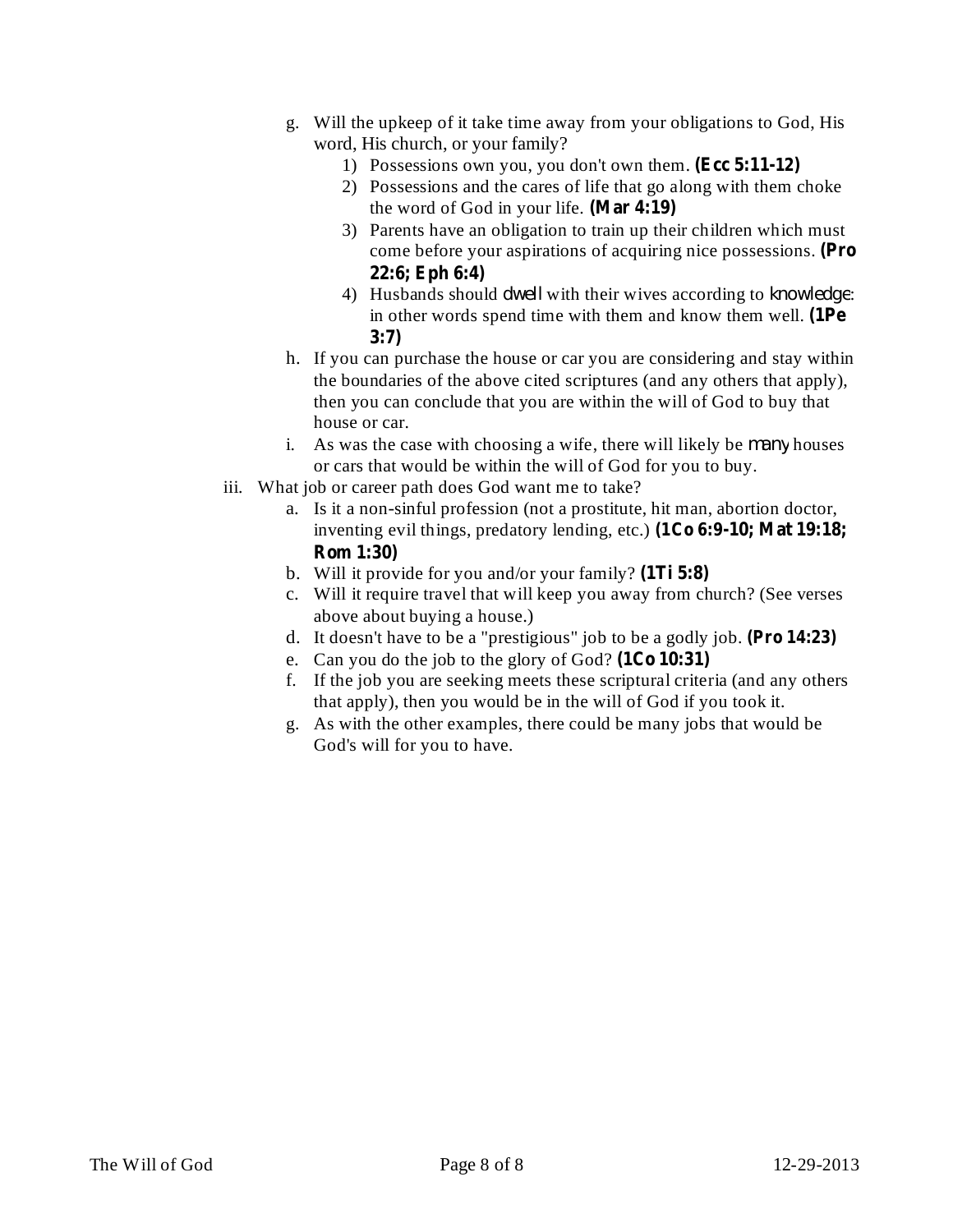g. Will the upkeep of it take time away from your obligations to God, His word, His church, or your family?
    1) Possessions own you, you don't own them. **(Ecc 5:11-12)**
    2) Possessions and the cares of life that go along with them choke the word of God in your life. **(Mar 4:19)**
    3) Parents have an obligation to train up their children which must come before your aspirations of acquiring nice possessions. **(Pro 22:6; Eph 6:4)**
    4) Husbands should *dwell* with their wives according to *knowledge*: in other words spend time with them and know them well. **(1Pe 3:7)**

h. If you can purchase the house or car you are considering and stay within the boundaries of the above cited scriptures (and any others that apply), then you can conclude that you are within the will of God to buy that house or car.

i. As was the case with choosing a wife, there will likely be *many* houses or cars that would be within the will of God for you to buy.

iii. What job or career path does God want me to take?

a. Is it a non-sinful profession (not a prostitute, hit man, abortion doctor, inventing evil things, predatory lending, etc.) **(1Co 6:9-10; Mat 19:18; Rom 1:30)**

b. Will it provide for you and/or your family? **(1Ti 5:8)**

c. Will it require travel that will keep you away from church? (See verses above about buying a house.)

d. It doesn't have to be a "prestigious" job to be a godly job. **(Pro 14:23)**

e. Can you do the job to the glory of God? **(1Co 10:31)**

f. If the job you are seeking meets these scriptural criteria (and any others that apply), then you would be in the will of God if you took it.

g. As with the other examples, there could be many jobs that would be God's will for you to have.